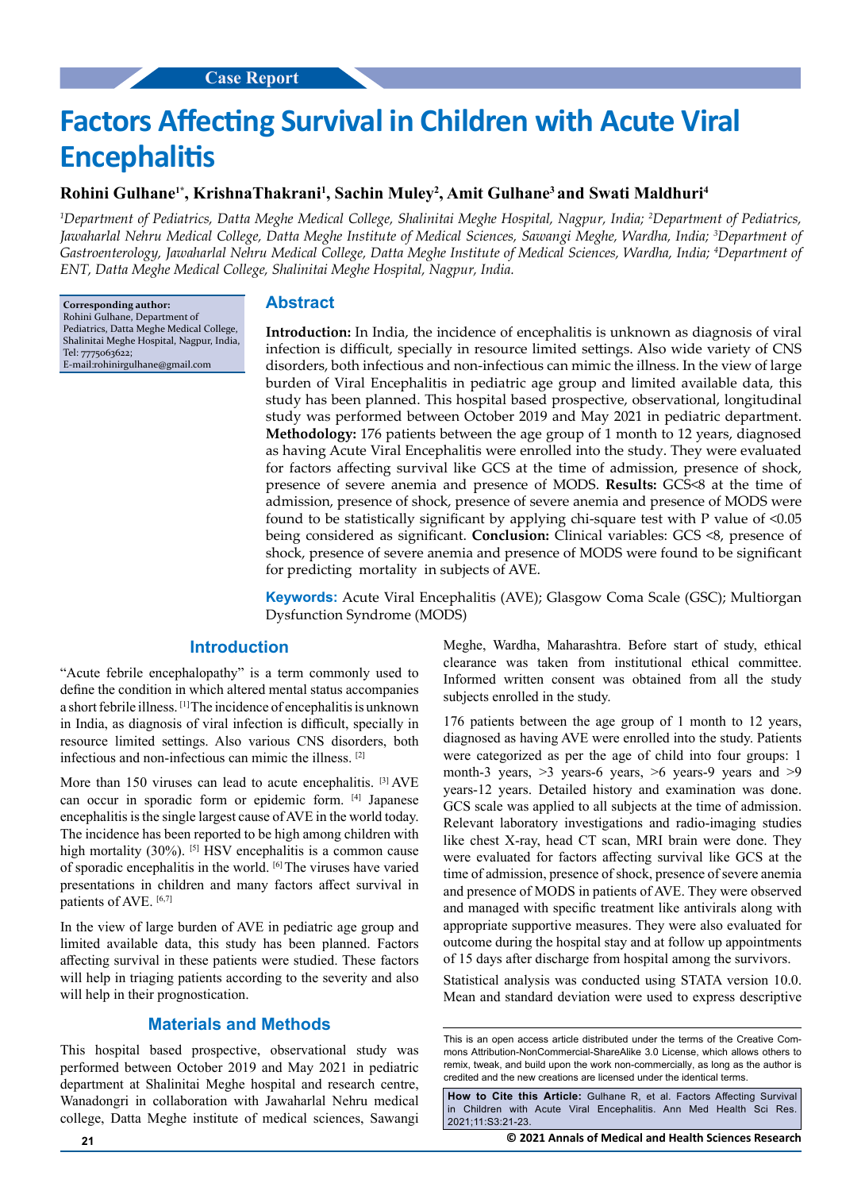Case Report

# Factors Affecting Survival in Children with Acute Viral Encephalitis

**Rohini Gulhane[1*], KrishnaThakrani[1], Sachin Muley[2], Amit Gulhane[3] and Swati Maldhuri[4]**

*[1]Department of Pediatrics, Datta Meghe Medical College, Shalinitai Meghe Hospital, Nagpur, India; [2]Department of Pediatrics, Jawaharlal Nehru Medical College, Datta Meghe Institute of Medical Sciences, Sawangi Meghe, Wardha, India; [3]Department of Gastroenterology, Jawaharlal Nehru Medical College, Datta Meghe Institute of Medical Sciences, Wardha, India; [4]Department of ENT, Datta Meghe Medical College, Shalinitai Meghe Hospital, Nagpur, India.*

**Corresponding author:**
Rohini Gulhane, Department of Pediatrics, Datta Meghe Medical College, Shalinitai Meghe Hospital, Nagpur, India,
Tel: 7775063622;
E-mail:rohinirgulhane@gmail.com

## Abstract

**Introduction:** In India, the incidence of encephalitis is unknown as diagnosis of viral infection is difficult, specially in resource limited settings. Also wide variety of CNS disorders, both infectious and non-infectious can mimic the illness. In the view of large burden of Viral Encephalitis in pediatric age group and limited available data, this study has been planned. This hospital based prospective, observational, longitudinal study was performed between October 2019 and May 2021 in pediatric department. **Methodology:** 176 patients between the age group of 1 month to 12 years, diagnosed as having Acute Viral Encephalitis were enrolled into the study. They were evaluated for factors affecting survival like GCS at the time of admission, presence of shock, presence of severe anemia and presence of MODS. **Results:** GCS<8 at the time of admission, presence of shock, presence of severe anemia and presence of MODS were found to be statistically significant by applying chi-square test with P value of <0.05 being considered as significant. **Conclusion:** Clinical variables: GCS <8, presence of shock, presence of severe anemia and presence of MODS were found to be significant for predicting mortality in subjects of AVE.

**Keywords:** Acute Viral Encephalitis (AVE); Glasgow Coma Scale (GSC); Multiorgan Dysfunction Syndrome (MODS)

## Introduction

"Acute febrile encephalopathy" is a term commonly used to define the condition in which altered mental status accompanies a short febrile illness. [1] The incidence of encephalitis is unknown in India, as diagnosis of viral infection is difficult, specially in resource limited settings. Also various CNS disorders, both infectious and non-infectious can mimic the illness. [2]

More than 150 viruses can lead to acute encephalitis. [3] AVE can occur in sporadic form or epidemic form. [4] Japanese encephalitis is the single largest cause of AVE in the world today. The incidence has been reported to be high among children with high mortality (30%). [5] HSV encephalitis is a common cause of sporadic encephalitis in the world. [6] The viruses have varied presentations in children and many factors affect survival in patients of AVE. [6,7]

In the view of large burden of AVE in pediatric age group and limited available data, this study has been planned. Factors affecting survival in these patients were studied. These factors will help in triaging patients according to the severity and also will help in their prognostication.

## Materials and Methods

This hospital based prospective, observational study was performed between October 2019 and May 2021 in pediatric department at Shalinitai Meghe hospital and research centre, Wanadongri in collaboration with Jawaharlal Nehru medical college, Datta Meghe institute of medical sciences, Sawangi Meghe, Wardha, Maharashtra. Before start of study, ethical clearance was taken from institutional ethical committee. Informed written consent was obtained from all the study subjects enrolled in the study.

176 patients between the age group of 1 month to 12 years, diagnosed as having AVE were enrolled into the study. Patients were categorized as per the age of child into four groups: 1 month-3 years, >3 years-6 years, >6 years-9 years and >9 years-12 years. Detailed history and examination was done. GCS scale was applied to all subjects at the time of admission. Relevant laboratory investigations and radio-imaging studies like chest X-ray, head CT scan, MRI brain were done. They were evaluated for factors affecting survival like GCS at the time of admission, presence of shock, presence of severe anemia and presence of MODS in patients of AVE. They were observed and managed with specific treatment like antivirals along with appropriate supportive measures. They were also evaluated for outcome during the hospital stay and at follow up appointments of 15 days after discharge from hospital among the survivors.

Statistical analysis was conducted using STATA version 10.0. Mean and standard deviation were used to express descriptive

This is an open access article distributed under the terms of the Creative Commons Attribution-NonCommercial-ShareAlike 3.0 License, which allows others to remix, tweak, and build upon the work non-commercially, as long as the author is credited and the new creations are licensed under the identical terms.

**How to Cite this Article:** Gulhane R, et al. Factors Affecting Survival in Children with Acute Viral Encephalitis. Ann Med Health Sci Res. 2021;11:S3:21-23.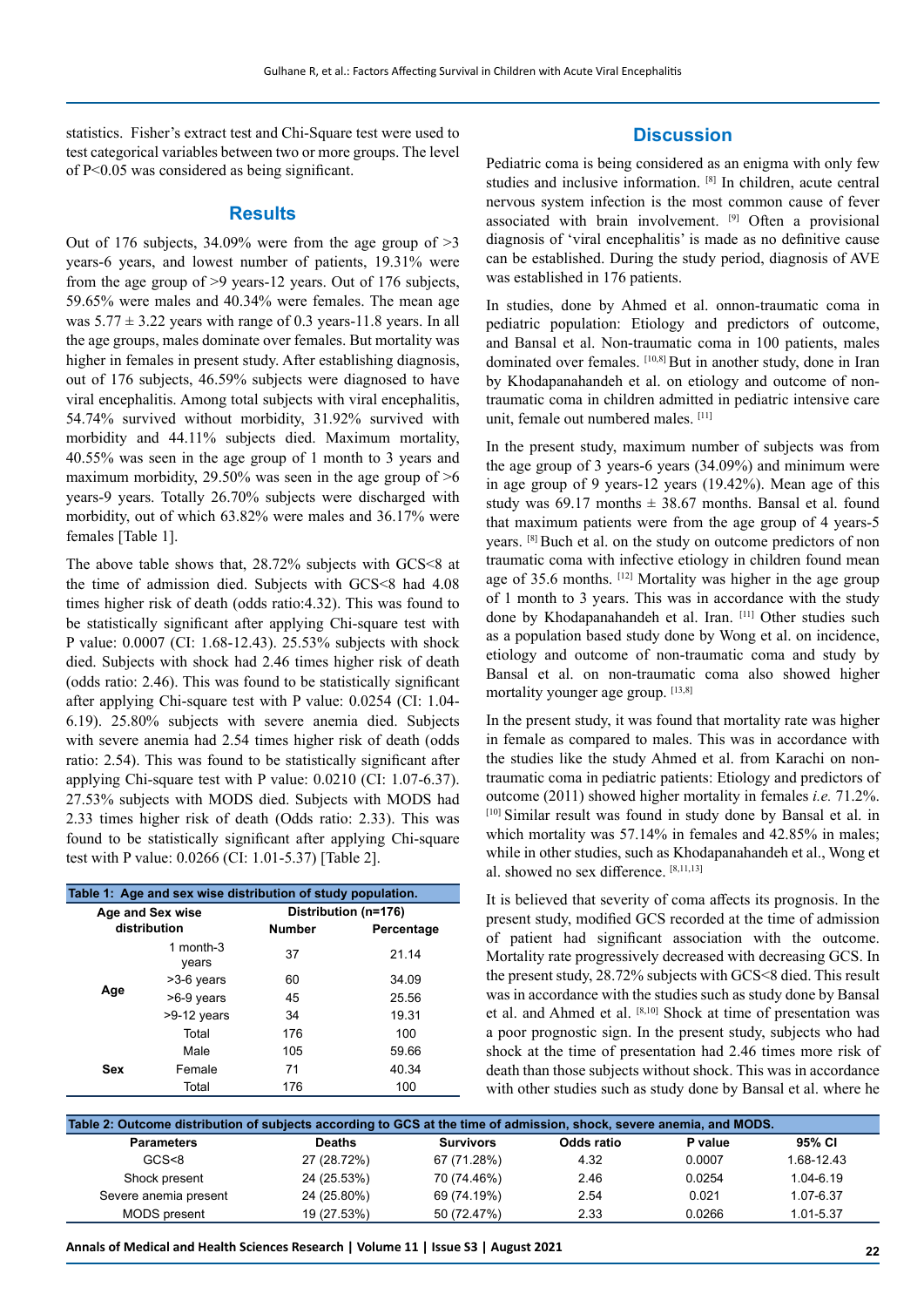statistics. Fisher's extract test and Chi-Square test were used to test categorical variables between two or more groups. The level of P<0.05 was considered as being significant.

## Results

Out of 176 subjects, 34.09% were from the age group of >3 years-6 years, and lowest number of patients, 19.31% were from the age group of >9 years-12 years. Out of 176 subjects, 59.65% were males and 40.34% were females. The mean age was 5.77 ± 3.22 years with range of 0.3 years-11.8 years. In all the age groups, males dominate over females. But mortality was higher in females in present study. After establishing diagnosis, out of 176 subjects, 46.59% subjects were diagnosed to have viral encephalitis. Among total subjects with viral encephalitis, 54.74% survived without morbidity, 31.92% survived with morbidity and 44.11% subjects died. Maximum mortality, 40.55% was seen in the age group of 1 month to 3 years and maximum morbidity, 29.50% was seen in the age group of >6 years-9 years. Totally 26.70% subjects were discharged with morbidity, out of which 63.82% were males and 36.17% were females [Table 1].

The above table shows that, 28.72% subjects with GCS<8 at the time of admission died. Subjects with GCS<8 had 4.08 times higher risk of death (odds ratio:4.32). This was found to be statistically significant after applying Chi-square test with P value: 0.0007 (CI: 1.68-12.43). 25.53% subjects with shock died. Subjects with shock had 2.46 times higher risk of death (odds ratio: 2.46). This was found to be statistically significant after applying Chi-square test with P value: 0.0254 (CI: 1.04-6.19). 25.80% subjects with severe anemia died. Subjects with severe anemia had 2.54 times higher risk of death (odds ratio: 2.54). This was found to be statistically significant after applying Chi-square test with P value: 0.0210 (CI: 1.07-6.37). 27.53% subjects with MODS died. Subjects with MODS had 2.33 times higher risk of death (Odds ratio: 2.33). This was found to be statistically significant after applying Chi-square test with P value: 0.0266 (CI: 1.01-5.37) [Table 2].

**Table 1: Age and sex wise distribution of study population.**

| Age and Sex wise distribution | | Distribution (n=176) | |
|---|---|---|---|
| | | Number | Percentage |
| Age | 1 month-3 years | 37 | 21.14 |
| | >3-6 years | 60 | 34.09 |
| | >6-9 years | 45 | 25.56 |
| | >9-12 years | 34 | 19.31 |
| | Total | 176 | 100 |
| Sex | Male | 105 | 59.66 |
| | Female | 71 | 40.34 |
| | Total | 176 | 100 |

## Discussion

Pediatric coma is being considered as an enigma with only few studies and inclusive information. [8] In children, acute central nervous system infection is the most common cause of fever associated with brain involvement. [9] Often a provisional diagnosis of 'viral encephalitis' is made as no definitive cause can be established. During the study period, diagnosis of AVE was established in 176 patients.

In studies, done by Ahmed et al. onnon-traumatic coma in pediatric population: Etiology and predictors of outcome, and Bansal et al. Non-traumatic coma in 100 patients, males dominated over females. [10,8] But in another study, done in Iran by Khodapanahandeh et al. on etiology and outcome of non-traumatic coma in children admitted in pediatric intensive care unit, female out numbered males. [11]

In the present study, maximum number of subjects was from the age group of 3 years-6 years (34.09%) and minimum were in age group of 9 years-12 years (19.42%). Mean age of this study was 69.17 months ± 38.67 months. Bansal et al. found that maximum patients were from the age group of 4 years-5 years. [8] Buch et al. on the study on outcome predictors of non traumatic coma with infective etiology in children found mean age of 35.6 months. [12] Mortality was higher in the age group of 1 month to 3 years. This was in accordance with the study done by Khodapanahandeh et al. Iran. [11] Other studies such as a population based study done by Wong et al. on incidence, etiology and outcome of non-traumatic coma and study by Bansal et al. on non-traumatic coma also showed higher mortality younger age group. [13,8]

In the present study, it was found that mortality rate was higher in female as compared to males. This was in accordance with the studies like the study Ahmed et al. from Karachi on non-traumatic coma in pediatric patients: Etiology and predictors of outcome (2011) showed higher mortality in females *i.e.* 71.2%. [10] Similar result was found in study done by Bansal et al. in which mortality was 57.14% in females and 42.85% in males; while in other studies, such as Khodapanahandeh et al., Wong et al. showed no sex difference. [8,11,13]

It is believed that severity of coma affects its prognosis. In the present study, modified GCS recorded at the time of admission of patient had significant association with the outcome. Mortality rate progressively decreased with decreasing GCS. In the present study, 28.72% subjects with GCS<8 died. This result was in accordance with the studies such as study done by Bansal et al. and Ahmed et al. [8,10] Shock at time of presentation was a poor prognostic sign. In the present study, subjects who had shock at the time of presentation had 2.46 times more risk of death than those subjects without shock. This was in accordance with other studies such as study done by Bansal et al. where he

**Table 2: Outcome distribution of subjects according to GCS at the time of admission, shock, severe anemia, and MODS.**

| Parameters | Deaths | Survivors | Odds ratio | P value | 95% CI |
|---|---|---|---|---|---|
| GCS<8 | 27 (28.72%) | 67 (71.28%) | 4.32 | 0.0007 | 1.68-12.43 |
| Shock present | 24 (25.53%) | 70 (74.46%) | 2.46 | 0.0254 | 1.04-6.19 |
| Severe anemia present | 24 (25.80%) | 69 (74.19%) | 2.54 | 0.021 | 1.07-6.37 |
| MODS present | 19 (27.53%) | 50 (72.47%) | 2.33 | 0.0266 | 1.01-5.37 |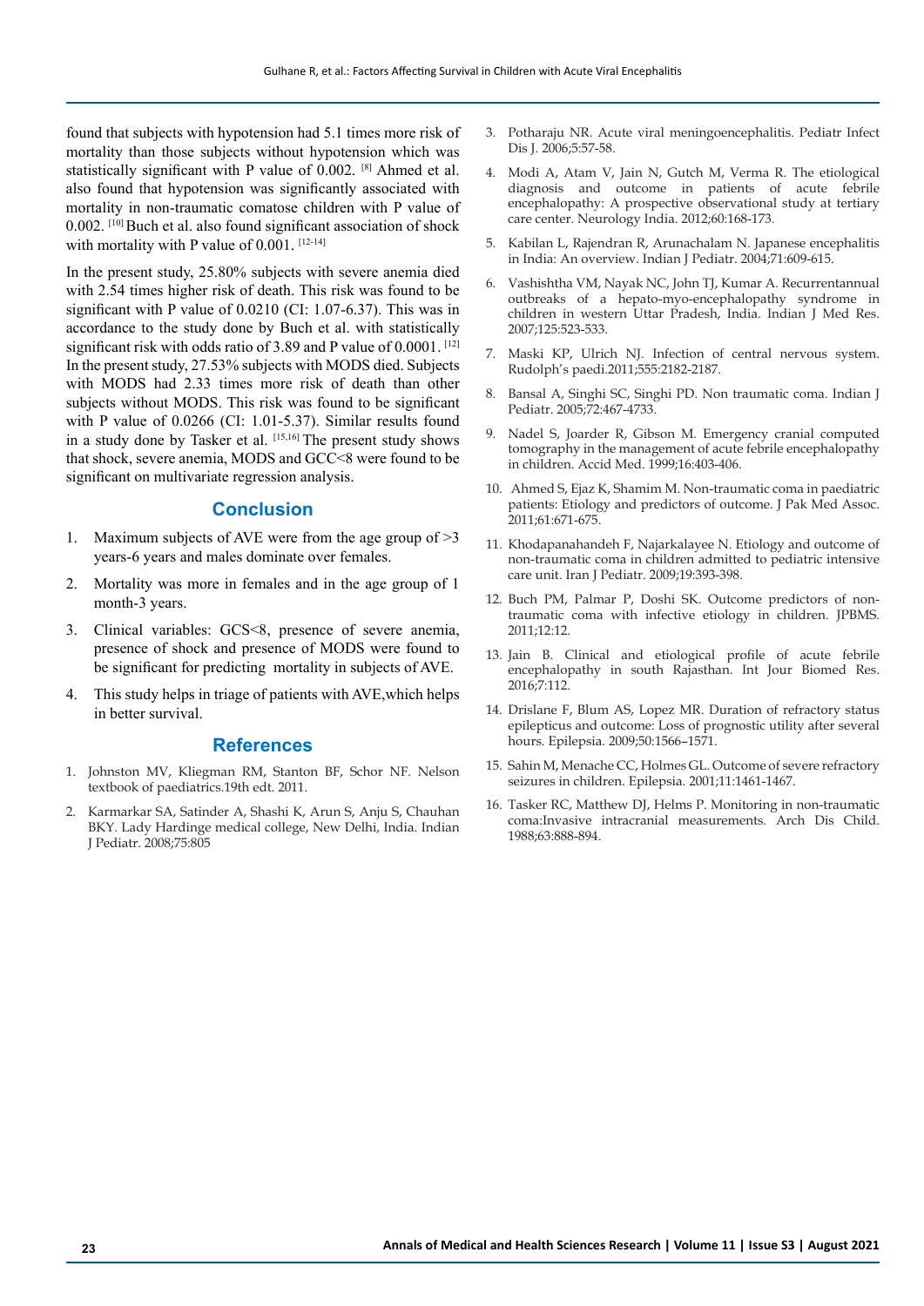found that subjects with hypotension had 5.1 times more risk of mortality than those subjects without hypotension which was statistically significant with P value of 0.002. [8] Ahmed et al. also found that hypotension was significantly associated with mortality in non-traumatic comatose children with P value of 0.002. [10] Buch et al. also found significant association of shock with mortality with P value of 0.001. [12-14]

In the present study, 25.80% subjects with severe anemia died with 2.54 times higher risk of death. This risk was found to be significant with P value of 0.0210 (CI: 1.07-6.37). This was in accordance to the study done by Buch et al. with statistically significant risk with odds ratio of 3.89 and P value of 0.0001. [12] In the present study, 27.53% subjects with MODS died. Subjects with MODS had 2.33 times more risk of death than other subjects without MODS. This risk was found to be significant with P value of 0.0266 (CI: 1.01-5.37). Similar results found in a study done by Tasker et al. [15,16] The present study shows that shock, severe anemia, MODS and GCC<8 were found to be significant on multivariate regression analysis.

## Conclusion

1. Maximum subjects of AVE were from the age group of >3 years-6 years and males dominate over females.
2. Mortality was more in females and in the age group of 1 month-3 years.
3. Clinical variables: GCS<8, presence of severe anemia, presence of shock and presence of MODS were found to be significant for predicting mortality in subjects of AVE.
4. This study helps in triage of patients with AVE,which helps in better survival.

## References

1. Johnston MV, Kliegman RM, Stanton BF, Schor NF. Nelson textbook of paediatrics.19th edt. 2011.
2. Karmarkar SA, Satinder A, Shashi K, Arun S, Anju S, Chauhan BKY. Lady Hardinge medical college, New Delhi, India. Indian J Pediatr. 2008;75:805
3. Potharaju NR. Acute viral meningoencephalitis. Pediatr Infect Dis J. 2006;5:57-58.
4. Modi A, Atam V, Jain N, Gutch M, Verma R. The etiological diagnosis and outcome in patients of acute febrile encephalopathy: A prospective observational study at tertiary care center. Neurology India. 2012;60:168-173.
5. Kabilan L, Rajendran R, Arunachalam N. Japanese encephalitis in India: An overview. Indian J Pediatr. 2004;71:609-615.
6. Vashishtha VM, Nayak NC, John TJ, Kumar A. Recurrentannual outbreaks of a hepato-myo-encephalopathy syndrome in children in western Uttar Pradesh, India. Indian J Med Res. 2007;125:523-533.
7. Maski KP, Ulrich NJ. Infection of central nervous system. Rudolph's paedi.2011;555:2182-2187.
8. Bansal A, Singhi SC, Singhi PD. Non traumatic coma. Indian J Pediatr. 2005;72:467-4733.
9. Nadel S, Joarder R, Gibson M. Emergency cranial computed tomography in the management of acute febrile encephalopathy in children. Accid Med. 1999;16:403-406.
10. Ahmed S, Ejaz K, Shamim M. Non-traumatic coma in paediatric patients: Etiology and predictors of outcome. J Pak Med Assoc. 2011;61:671-675.
11. Khodapanahandeh F, Najarkalayee N. Etiology and outcome of non-traumatic coma in children admitted to pediatric intensive care unit. Iran J Pediatr. 2009;19:393-398.
12. Buch PM, Palmar P, Doshi SK. Outcome predictors of non-traumatic coma with infective etiology in children. JPBMS. 2011;12:12.
13. Jain B. Clinical and etiological profile of acute febrile encephalopathy in south Rajasthan. Int Jour Biomed Res. 2016;7:112.
14. Drislane F, Blum AS, Lopez MR. Duration of refractory status epilepticus and outcome: Loss of prognostic utility after several hours. Epilepsia. 2009;50:1566–1571.
15. Sahin M, Menache CC, Holmes GL. Outcome of severe refractory seizures in children. Epilepsia. 2001;11:1461-1467.
16. Tasker RC, Matthew DJ, Helms P. Monitoring in non-traumatic coma:Invasive intracranial measurements. Arch Dis Child. 1988;63:888-894.